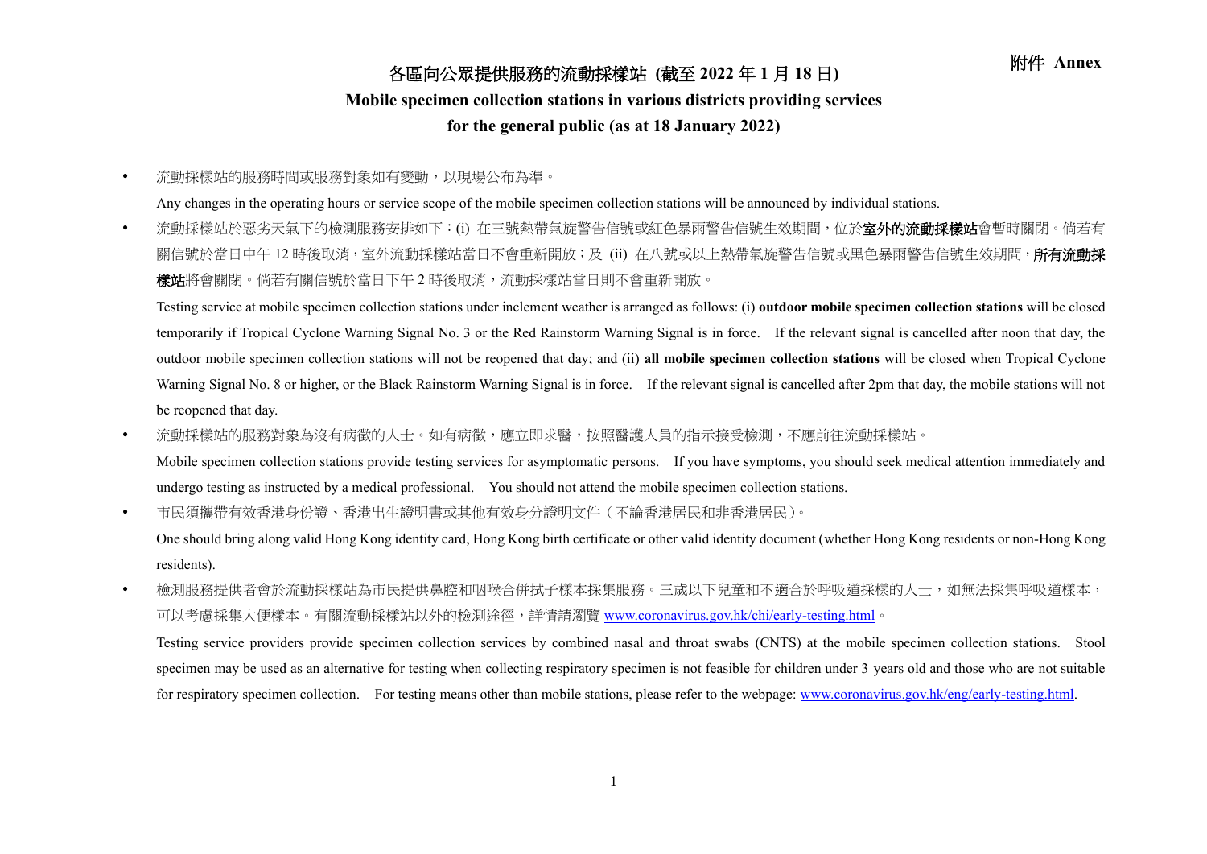附件 Annex

# 各區向公眾提供服務的流動採樣站 (截至 2022 年 1 月 18 日)

# Mobile specimen collection stations in various districts providing services for the general public (as at 18 January 2022)

- 流動採樣站的服務時間或服務對象如有變動，以現場公布為準。

  Any changes in the operating hours or service scope of the mobile specimen collection stations will be announced by individual stations.

- 流動採樣站於惡劣天氣下的檢測服務安排如下：(i) 在三號熱帶氣旋警告信號或紅色暴雨警告信號生效期間，位於**室外的流動採樣站**會暫時關閉。倘若有關信號於當日中午 12 時後取消，室外流動採樣站當日不會重新開放；及 (ii) 在八號或以上熱帶氣旋警告信號或黑色暴雨警告信號生效期間，**所有流動採樣站**將會關閉。倘若有關信號於當日下午 2 時後取消，流動採樣站當日則不會重新開放。

  Testing service at mobile specimen collection stations under inclement weather is arranged as follows: (i) **outdoor mobile specimen collection stations** will be closed temporarily if Tropical Cyclone Warning Signal No. 3 or the Red Rainstorm Warning Signal is in force. If the relevant signal is cancelled after noon that day, the outdoor mobile specimen collection stations will not be reopened that day; and (ii) **all mobile specimen collection stations** will be closed when Tropical Cyclone Warning Signal No. 8 or higher, or the Black Rainstorm Warning Signal is in force. If the relevant signal is cancelled after 2pm that day, the mobile stations will not be reopened that day.

- 流動採樣站的服務對象為沒有病徵的人士。如有病徵，應立即求醫，按照醫護人員的指示接受檢測，不應前往流動採樣站。

  Mobile specimen collection stations provide testing services for asymptomatic persons. If you have symptoms, you should seek medical attention immediately and undergo testing as instructed by a medical professional. You should not attend the mobile specimen collection stations.

- 市民須攜帶有效香港身份證、香港出生證明書或其他有效身分證明文件（不論香港居民和非香港居民）。

  One should bring along valid Hong Kong identity card, Hong Kong birth certificate or other valid identity document (whether Hong Kong residents or non-Hong Kong residents).

- 檢測服務提供者會於流動採樣站為市民提供鼻腔和咽喉合併拭子樣本採集服務。三歲以下兒童和不適合於呼吸道採樣的人士，如無法採集呼吸道樣本，可以考慮採集大便樣本。有關流動採樣站以外的檢測途徑，詳情請瀏覽 www.coronavirus.gov.hk/chi/early-testing.html。

  Testing service providers provide specimen collection services by combined nasal and throat swabs (CNTS) at the mobile specimen collection stations. Stool specimen may be used as an alternative for testing when collecting respiratory specimen is not feasible for children under 3 years old and those who are not suitable for respiratory specimen collection. For testing means other than mobile stations, please refer to the webpage: www.coronavirus.gov.hk/eng/early-testing.html.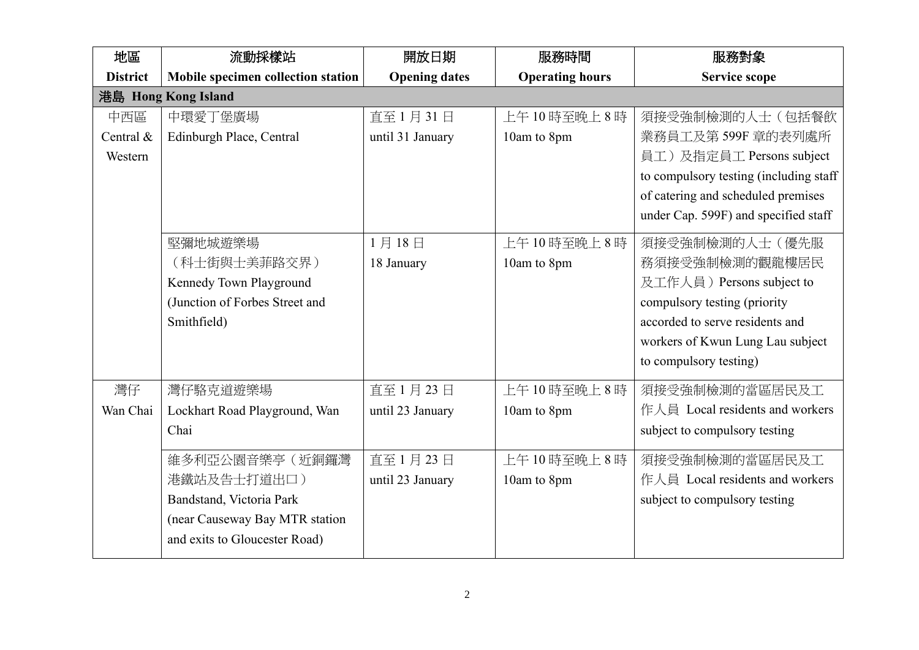| 地區<br>District | 流動採樣站<br>Mobile specimen collection station | 開放日期<br>Opening dates | 服務時間<br>Operating hours | 服務對象<br>Service scope |
|---|---|---|---|---|
| 港島 Hong Kong Island | | | | |
| 中西區<br>Central & Western | 中環愛丁堡廣場<br>Edinburgh Place, Central | 直至 1 月 31 日<br>until 31 January | 上午 10 時至晚上 8 時<br>10am to 8pm | 須接受強制檢測的人士（包括餐飲業務員工及第 599F 章的表列處所員工）及指定員工 Persons subject to compulsory testing (including staff of catering and scheduled premises under Cap. 599F) and specified staff |
| | 堅彌地城遊樂場<br>（科士街與士美菲路交界）<br>Kennedy Town Playground<br>(Junction of Forbes Street and Smithfield) | 1 月 18 日<br>18 January | 上午 10 時至晚上 8 時<br>10am to 8pm | 須接受強制檢測的人士（優先服務須接受強制檢測的觀龍樓居民及工作人員）Persons subject to compulsory testing (priority accorded to serve residents and workers of Kwun Lung Lau subject to compulsory testing) |
| 灣仔<br>Wan Chai | 灣仔駱克道遊樂場<br>Lockhart Road Playground, Wan Chai | 直至 1 月 23 日<br>until 23 January | 上午 10 時至晚上 8 時<br>10am to 8pm | 須接受強制檢測的當區居民及工作人員 Local residents and workers subject to compulsory testing |
| | 維多利亞公園音樂亭（近銅鑼灣港鐵站及告士打道出口）<br>Bandstand, Victoria Park<br>(near Causeway Bay MTR station and exits to Gloucester Road) | 直至 1 月 23 日<br>until 23 January | 上午 10 時至晚上 8 時<br>10am to 8pm | 須接受強制檢測的當區居民及工作人員 Local residents and workers subject to compulsory testing |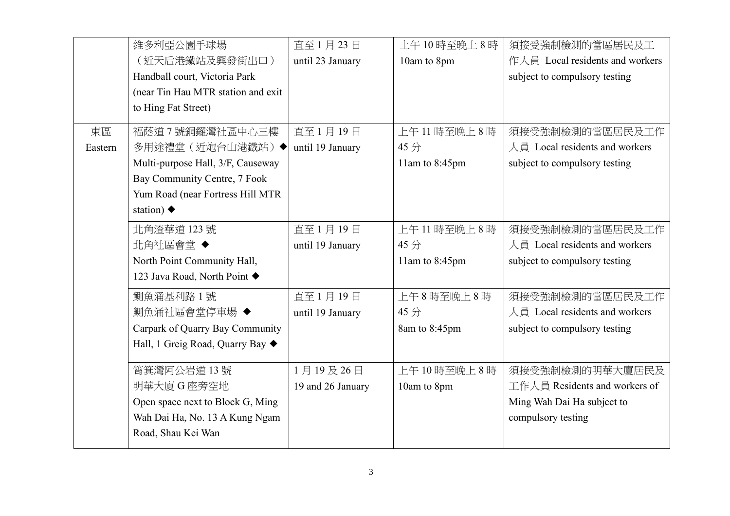| | | | | |
|---|---|---|---|---|
| | 維多利亞公園手球場（近天后港鐵站及興發街出口） Handball court, Victoria Park (near Tin Hau MTR station and exit to Hing Fat Street) | 直至 1 月 23 日 until 23 January | 上午 10 時至晚上 8 時 10am to 8pm | 須接受強制檢測的當區居民及工作人員 Local residents and workers subject to compulsory testing |
| 東區 Eastern | 福蔭道 7 號銅鑼灣社區中心三樓多用途禮堂（近炮台山港鐵站）◆ Multi-purpose Hall, 3/F, Causeway Bay Community Centre, 7 Fook Yum Road (near Fortress Hill MTR station) ◆ | 直至 1 月 19 日 until 19 January | 上午 11 時至晚上 8 時 45 分 11am to 8:45pm | 須接受強制檢測的當區居民及工作人員 Local residents and workers subject to compulsory testing |
| | 北角渣華道 123 號北角社區會堂 ◆ North Point Community Hall, 123 Java Road, North Point ◆ | 直至 1 月 19 日 until 19 January | 上午 11 時至晚上 8 時 45 分 11am to 8:45pm | 須接受強制檢測的當區居民及工作人員 Local residents and workers subject to compulsory testing |
| | 鰂魚涌基利路 1 號鰂魚涌社區會堂停車場 ◆ Carpark of Quarry Bay Community Hall, 1 Greig Road, Quarry Bay ◆ | 直至 1 月 19 日 until 19 January | 上午 8 時至晚上 8 時 45 分 8am to 8:45pm | 須接受強制檢測的當區居民及工作人員 Local residents and workers subject to compulsory testing |
| | 筲箕灣阿公岩道 13 號明華大廈 G 座旁空地 Open space next to Block G, Ming Wah Dai Ha, No. 13 A Kung Ngam Road, Shau Kei Wan | 1 月 19 及 26 日 19 and 26 January | 上午 10 時至晚上 8 時 10am to 8pm | 須接受強制檢測的明華大廈居民及工作人員 Residents and workers of Ming Wah Dai Ha subject to compulsory testing |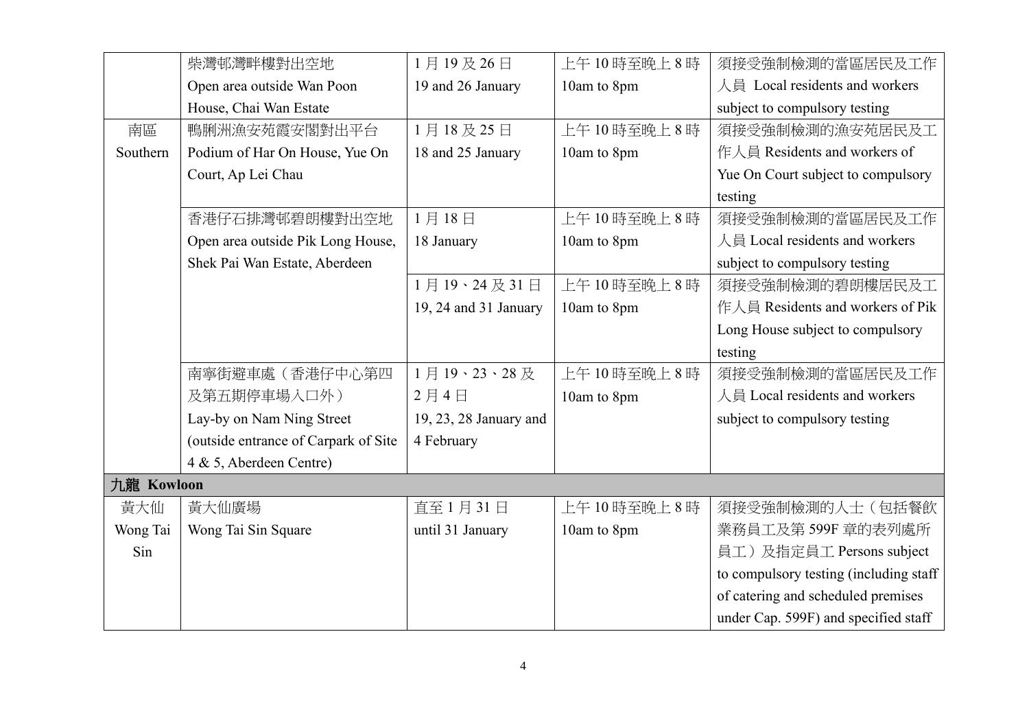| | | | | |
|---|---|---|---|---|
| | 柴灣邨灣畔樓對出空地<br>Open area outside Wan Poon House, Chai Wan Estate | 1 月 19 及 26 日<br>19 and 26 January | 上午 10 時至晚上 8 時<br>10am to 8pm | 須接受強制檢測的當區居民及工作人員 Local residents and workers subject to compulsory testing |
| 南區<br>Southern | 鴨脷洲漁安苑霞安閣對出平台<br>Podium of Har On House, Yue On Court, Ap Lei Chau | 1 月 18 及 25 日<br>18 and 25 January | 上午 10 時至晚上 8 時<br>10am to 8pm | 須接受強制檢測的漁安苑居民及工作人員 Residents and workers of Yue On Court subject to compulsory testing |
| | 香港仔石排灣邨碧朗樓對出空地<br>Open area outside Pik Long House, Shek Pai Wan Estate, Aberdeen | 1 月 18 日<br>18 January | 上午 10 時至晚上 8 時<br>10am to 8pm | 須接受強制檢測的當區居民及工作人員 Local residents and workers subject to compulsory testing |
| | | 1 月 19、24 及 31 日<br>19, 24 and 31 January | 上午 10 時至晚上 8 時<br>10am to 8pm | 須接受強制檢測的碧朗樓居民及工作人員 Residents and workers of Pik Long House subject to compulsory testing |
| | 南寧街避車處（香港仔中心第四及第五期停車場入口外）<br>Lay-by on Nam Ning Street (outside entrance of Carpark of Site 4 & 5, Aberdeen Centre) | 1 月 19、23、28 及 2 月 4 日<br>19, 23, 28 January and 4 February | 上午 10 時至晚上 8 時<br>10am to 8pm | 須接受強制檢測的當區居民及工作人員 Local residents and workers subject to compulsory testing |
| **九龍 Kowloon** | | | | |
| 黃大仙<br>Wong Tai Sin | 黃大仙廣場<br>Wong Tai Sin Square | 直至 1 月 31 日<br>until 31 January | 上午 10 時至晚上 8 時<br>10am to 8pm | 須接受強制檢測的人士（包括餐飲業務員工及第 599F 章的表列處所員工）及指定員工 Persons subject to compulsory testing (including staff of catering and scheduled premises under Cap. 599F) and specified staff |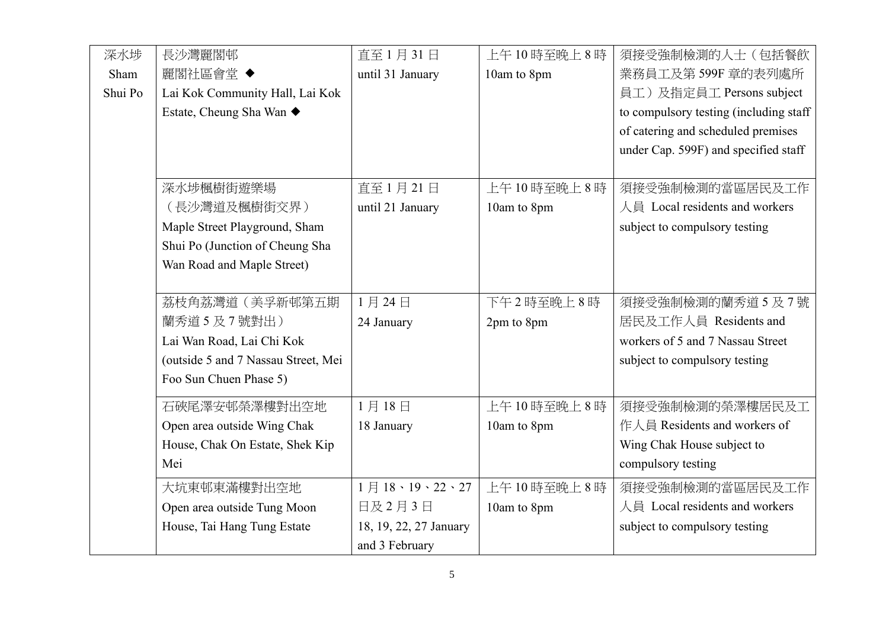| 深水埗 Sham Shui Po | 長沙灣麗閣邨 麗閣社區會堂 ◆ Lai Kok Community Hall, Lai Kok Estate, Cheung Sha Wan ◆ | 直至 1 月 31 日 until 31 January | 上午 10 時至晚上 8 時 10am to 8pm | 須接受強制檢測的人士（包括餐飲業務員工及第 599F 章的表列處所員工）及指定員工 Persons subject to compulsory testing (including staff of catering and scheduled premises under Cap. 599F) and specified staff |
|---|---|---|---|---|
| | 深水埗楓樹街遊樂場 （長沙灣道及楓樹街交界） Maple Street Playground, Sham Shui Po (Junction of Cheung Sha Wan Road and Maple Street) | 直至 1 月 21 日 until 21 January | 上午 10 時至晚上 8 時 10am to 8pm | 須接受強制檢測的當區居民及工作人員 Local residents and workers subject to compulsory testing |
| | 荔枝角荔灣道（美孚新邨第五期蘭秀道 5 及 7 號對出） Lai Wan Road, Lai Chi Kok (outside 5 and 7 Nassau Street, Mei Foo Sun Chuen Phase 5) | 1 月 24 日 24 January | 下午 2 時至晚上 8 時 2pm to 8pm | 須接受強制檢測的蘭秀道 5 及 7 號居民及工作人員 Residents and workers of 5 and 7 Nassau Street subject to compulsory testing |
| | 石硤尾澤安邨榮澤樓對出空地 Open area outside Wing Chak House, Chak On Estate, Shek Kip Mei | 1 月 18 日 18 January | 上午 10 時至晚上 8 時 10am to 8pm | 須接受強制檢測的榮澤樓居民及工作人員 Residents and workers of Wing Chak House subject to compulsory testing |
| | 大坑東邨東滿樓對出空地 Open area outside Tung Moon House, Tai Hang Tung Estate | 1 月 18、19、22、27 日及 2 月 3 日 18, 19, 22, 27 January and 3 February | 上午 10 時至晚上 8 時 10am to 8pm | 須接受強制檢測的當區居民及工作人員 Local residents and workers subject to compulsory testing |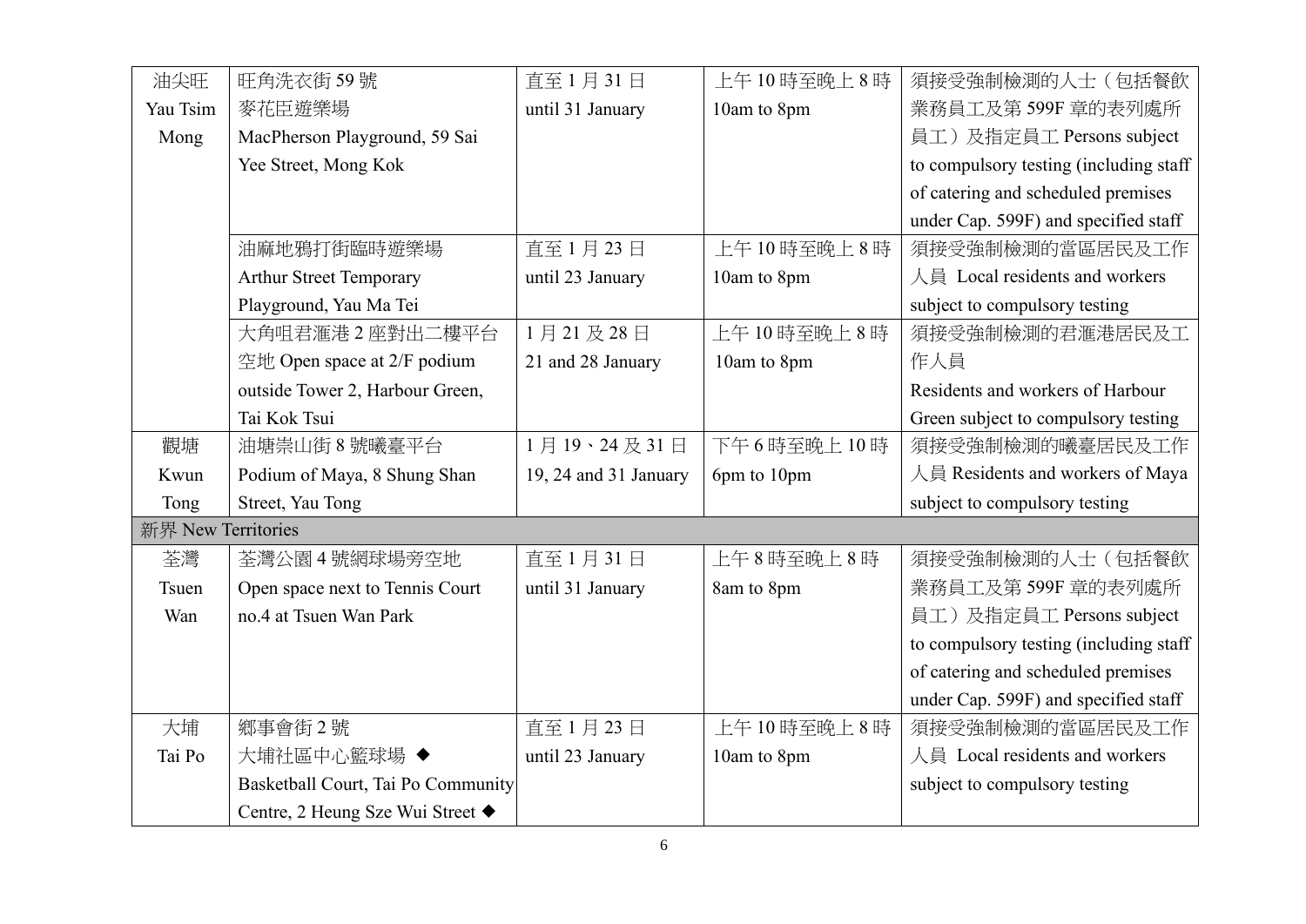| | | | | |
|---|---|---|---|---|
| 油尖旺 Yau Tsim Mong | 旺角洗衣街 59 號麥花臣遊樂場 MacPherson Playground, 59 Sai Yee Street, Mong Kok | 直至 1 月 31 日 until 31 January | 上午 10 時至晚上 8 時 10am to 8pm | 須接受強制檢測的人士（包括餐飲業務員工及第 599F 章的表列處所員工）及指定員工 Persons subject to compulsory testing (including staff of catering and scheduled premises under Cap. 599F) and specified staff |
| | 油麻地鴉打街臨時遊樂場 Arthur Street Temporary Playground, Yau Ma Tei | 直至 1 月 23 日 until 23 January | 上午 10 時至晚上 8 時 10am to 8pm | 須接受強制檢測的當區居民及工作人員 Local residents and workers subject to compulsory testing |
| | 大角咀君滙港 2 座對出二樓平台空地 Open space at 2/F podium outside Tower 2, Harbour Green, Tai Kok Tsui | 1 月 21 及 28 日 21 and 28 January | 上午 10 時至晚上 8 時 10am to 8pm | 須接受強制檢測的君滙港居民及工作人員 Residents and workers of Harbour Green subject to compulsory testing |
| 觀塘 Kwun Tong | 油塘崇山街 8 號曦臺平台 Podium of Maya, 8 Shung Shan Street, Yau Tong | 1 月 19、24 及 31 日 19, 24 and 31 January | 下午 6 時至晚上 10 時 6pm to 10pm | 須接受強制檢測的曦臺居民及工作人員 Residents and workers of Maya subject to compulsory testing |
| 新界 New Territories | | | | |
| 荃灣 Tsuen Wan | 荃灣公園 4 號網球場旁空地 Open space next to Tennis Court no.4 at Tsuen Wan Park | 直至 1 月 31 日 until 31 January | 上午 8 時至晚上 8 時 8am to 8pm | 須接受強制檢測的人士（包括餐飲業務員工及第 599F 章的表列處所員工）及指定員工 Persons subject to compulsory testing (including staff of catering and scheduled premises under Cap. 599F) and specified staff |
| 大埔 Tai Po | 鄉事會街 2 號大埔社區中心籃球場 ◆ Basketball Court, Tai Po Community Centre, 2 Heung Sze Wui Street ◆ | 直至 1 月 23 日 until 23 January | 上午 10 時至晚上 8 時 10am to 8pm | 須接受強制檢測的當區居民及工作人員 Local residents and workers subject to compulsory testing |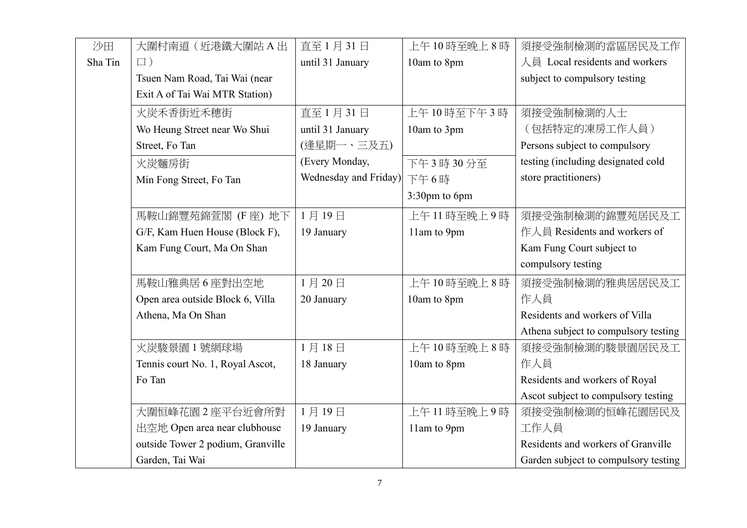| 沙田 Sha Tin | 大圍村南道（近港鐵大圍站 A 出口） Tsuen Nam Road, Tai Wai (near Exit A of Tai Wai MTR Station) | 直至 1 月 31 日 until 31 January | 上午 10 時至晚上 8 時 10am to 8pm | 須接受強制檢測的當區居民及工作人員 Local residents and workers subject to compulsory testing |
|---|---|---|---|---|
| | 火炭禾香街近禾穗街 Wo Heung Street near Wo Shui Street, Fo Tan | 直至 1 月 31 日 until 31 January (逢星期一、三及五) (Every Monday, Wednesday and Friday) | 上午 10 時至下午 3 時 10am to 3pm | 須接受強制檢測的人士（包括特定的凍房工作人員） Persons subject to compulsory testing (including designated cold store practitioners) |
| | 火炭麵房街 Min Fong Street, Fo Tan | | 下午 3 時 30 分至下午 6 時 3:30pm to 6pm | |
| | 馬鞍山錦豐苑錦萱閣 (F 座) 地下 G/F, Kam Huen House (Block F), Kam Fung Court, Ma On Shan | 1 月 19 日 19 January | 上午 11 時至晚上 9 時 11am to 9pm | 須接受強制檢測的錦豐苑居民及工作人員 Residents and workers of Kam Fung Court subject to compulsory testing |
| | 馬鞍山雅典居 6 座對出空地 Open area outside Block 6, Villa Athena, Ma On Shan | 1 月 20 日 20 January | 上午 10 時至晚上 8 時 10am to 8pm | 須接受強制檢測的雅典居居民及工作人員 Residents and workers of Villa Athena subject to compulsory testing |
| | 火炭駿景園 1 號網球場 Tennis court No. 1, Royal Ascot, Fo Tan | 1 月 18 日 18 January | 上午 10 時至晚上 8 時 10am to 8pm | 須接受強制檢測的駿景園居民及工作人員 Residents and workers of Royal Ascot subject to compulsory testing |
| | 大圍恒峰花園 2 座平台近會所對出空地 Open area near clubhouse outside Tower 2 podium, Granville Garden, Tai Wai | 1 月 19 日 19 January | 上午 11 時至晚上 9 時 11am to 9pm | 須接受強制檢測的恒峰花園居民及工作人員 Residents and workers of Granville Garden subject to compulsory testing |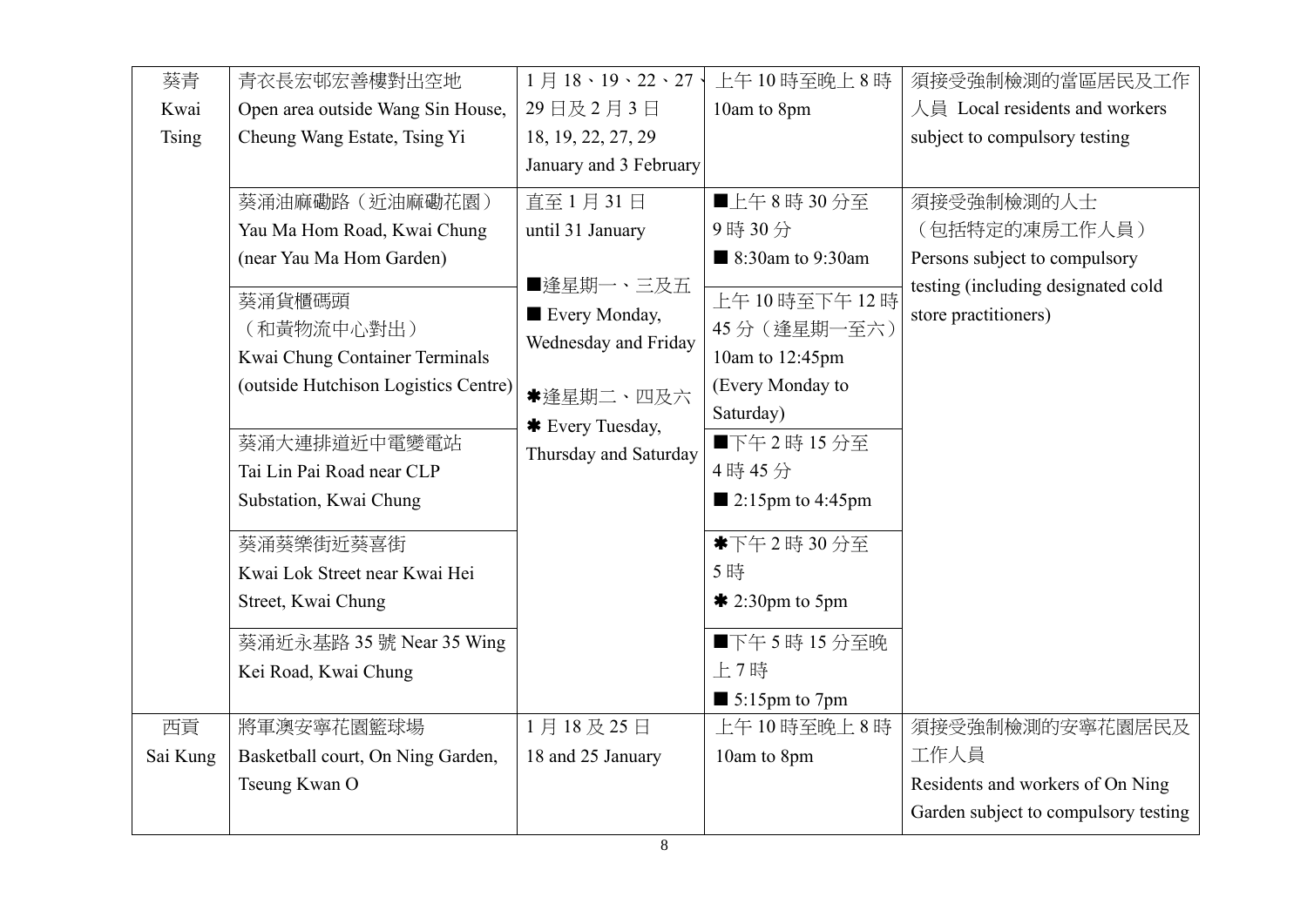| 葵青 Kwai Tsing | 青衣長宏邨宏善樓對出空地 Open area outside Wang Sin House, Cheung Wang Estate, Tsing Yi | 1 月 18、19、22、27、29 日及 2 月 3 日 18, 19, 22, 27, 29 January and 3 February | 上午 10 時至晚上 8 時 10am to 8pm | 須接受強制檢測的當區居民及工作人員 Local residents and workers subject to compulsory testing |
|---|---|---|---|---|
| | 葵涌油麻磡路（近油麻磡花園） Yau Ma Hom Road, Kwai Chung (near Yau Ma Hom Garden) | 直至 1 月 31 日 until 31 January ■逢星期一、三及五 ■ Every Monday, Wednesday and Friday ✱逢星期二、四及六 ✱ Every Tuesday, Thursday and Saturday | ■上午 8 時 30 分至 9 時 30 分 ■ 8:30am to 9:30am | 須接受強制檢測的人士（包括特定的凍房工作人員） Persons subject to compulsory testing (including designated cold store practitioners) |
| | 葵涌貨櫃碼頭（和黃物流中心對出） Kwai Chung Container Terminals (outside Hutchison Logistics Centre) | | 上午 10 時至下午 12 時 45 分（逢星期一至六） 10am to 12:45pm (Every Monday to Saturday) | |
| | 葵涌大連排道近中電變電站 Tai Lin Pai Road near CLP Substation, Kwai Chung | | ■下午 2 時 15 分至 4 時 45 分 ■ 2:15pm to 4:45pm | |
| | 葵涌葵樂街近葵喜街 Kwai Lok Street near Kwai Hei Street, Kwai Chung | | ✱下午 2 時 30 分至 5 時 ✱ 2:30pm to 5pm | |
| | 葵涌近永基路 35 號 Near 35 Wing Kei Road, Kwai Chung | | ■下午 5 時 15 分至晚上 7 時 ■ 5:15pm to 7pm | |
| 西貢 Sai Kung | 將軍澳安寧花園籃球場 Basketball court, On Ning Garden, Tseung Kwan O | 1 月 18 及 25 日 18 and 25 January | 上午 10 時至晚上 8 時 10am to 8pm | 須接受強制檢測的安寧花園居民及工作人員 Residents and workers of On Ning Garden subject to compulsory testing |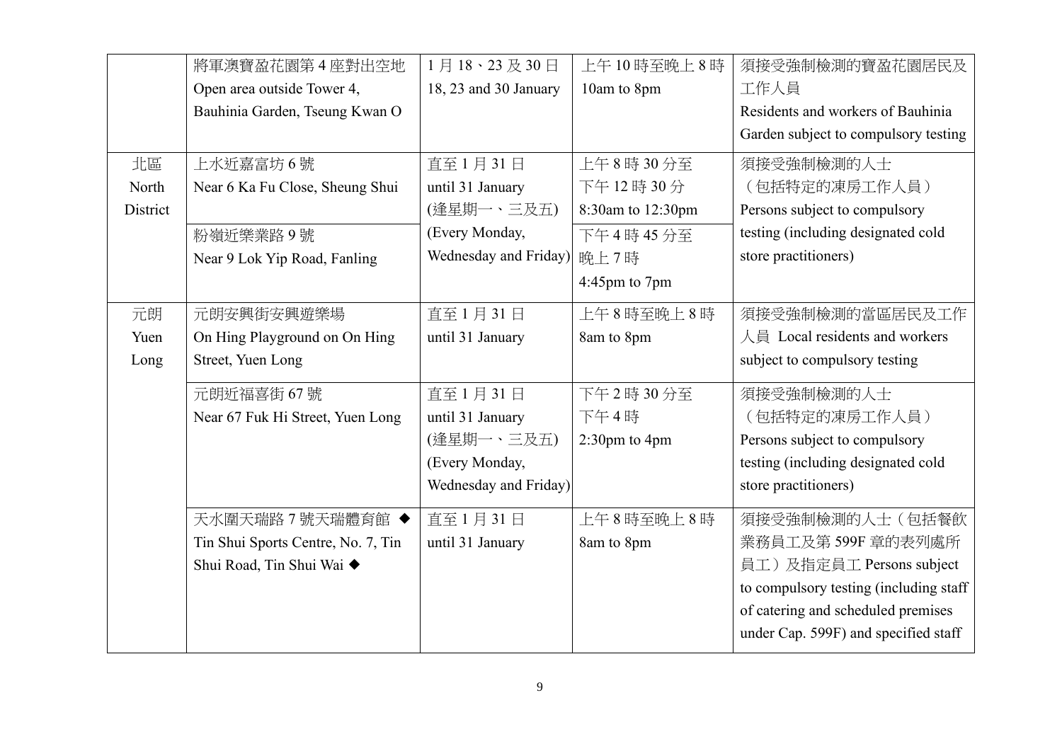| | | | | |
|---|---|---|---|---|
| | 將軍澳寶盈花園第 4 座對出空地 Open area outside Tower 4, Bauhinia Garden, Tseung Kwan O | 1 月 18、23 及 30 日 18, 23 and 30 January | 上午 10 時至晚上 8 時 10am to 8pm | 須接受強制檢測的寶盈花園居民及工作人員 Residents and workers of Bauhinia Garden subject to compulsory testing |
| 北區 North District | 上水近嘉富坊 6 號 Near 6 Ka Fu Close, Sheung Shui | 直至 1 月 31 日 until 31 January (逢星期一、三及五) (Every Monday, Wednesday and Friday) | 上午 8 時 30 分至下午 12 時 30 分 8:30am to 12:30pm | 須接受強制檢測的人士（包括特定的凍房工作人員） Persons subject to compulsory testing (including designated cold store practitioners) |
| | 粉嶺近樂業路 9 號 Near 9 Lok Yip Road, Fanling | | 下午 4 時 45 分至晚上 7 時 4:45pm to 7pm | |
| 元朗 Yuen Long | 元朗安興街安興遊樂場 On Hing Playground on On Hing Street, Yuen Long | 直至 1 月 31 日 until 31 January | 上午 8 時至晚上 8 時 8am to 8pm | 須接受強制檢測的當區居民及工作人員 Local residents and workers subject to compulsory testing |
| | 元朗近福喜街 67 號 Near 67 Fuk Hi Street, Yuen Long | 直至 1 月 31 日 until 31 January (逢星期一、三及五) (Every Monday, Wednesday and Friday) | 下午 2 時 30 分至下午 4 時 2:30pm to 4pm | 須接受強制檢測的人士（包括特定的凍房工作人員） Persons subject to compulsory testing (including designated cold store practitioners) |
| | 天水圍天瑞路 7 號天瑞體育館 ◆ Tin Shui Sports Centre, No. 7, Tin Shui Road, Tin Shui Wai ◆ | 直至 1 月 31 日 until 31 January | 上午 8 時至晚上 8 時 8am to 8pm | 須接受強制檢測的人士（包括餐飲業務員工及第 599F 章的表列處所員工）及指定員工 Persons subject to compulsory testing (including staff of catering and scheduled premises under Cap. 599F) and specified staff |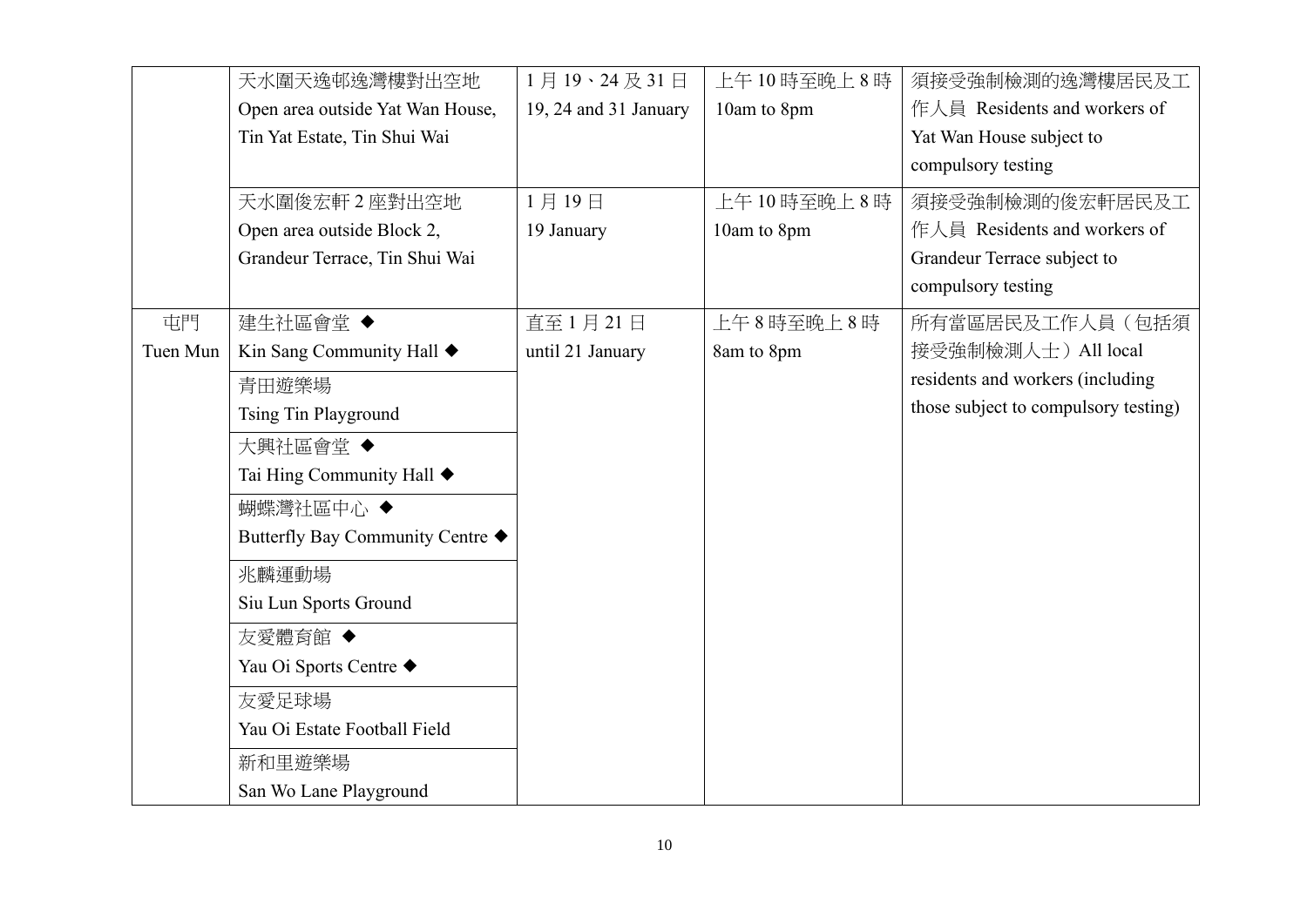| | | | | |
|---|---|---|---|---|
| | 天水圍天逸邨逸灣樓對出空地<br>Open area outside Yat Wan House, Tin Yat Estate, Tin Shui Wai | 1月19、24及31日<br>19, 24 and 31 January | 上午10時至晚上8時<br>10am to 8pm | 須接受強制檢測的逸灣樓居民及工作人員 Residents and workers of Yat Wan House subject to compulsory testing |
| | 天水圍俊宏軒2座對出空地<br>Open area outside Block 2, Grandeur Terrace, Tin Shui Wai | 1月19日<br>19 January | 上午10時至晚上8時<br>10am to 8pm | 須接受強制檢測的俊宏軒居民及工作人員 Residents and workers of Grandeur Terrace subject to compulsory testing |
| 屯門<br>Tuen Mun | 建生社區會堂 ◆<br>Kin Sang Community Hall ◆ | 直至1月21日<br>until 21 January | 上午8時至晚上8時<br>8am to 8pm | 所有當區居民及工作人員（包括須接受強制檢測人士）All local residents and workers (including those subject to compulsory testing) |
| | 青田遊樂場<br>Tsing Tin Playground | | | |
| | 大興社區會堂 ◆<br>Tai Hing Community Hall ◆ | | | |
| | 蝴蝶灣社區中心 ◆<br>Butterfly Bay Community Centre ◆ | | | |
| | 兆麟運動場<br>Siu Lun Sports Ground | | | |
| | 友愛體育館 ◆<br>Yau Oi Sports Centre ◆ | | | |
| | 友愛足球場<br>Yau Oi Estate Football Field | | | |
| | 新和里遊樂場<br>San Wo Lane Playground | | | |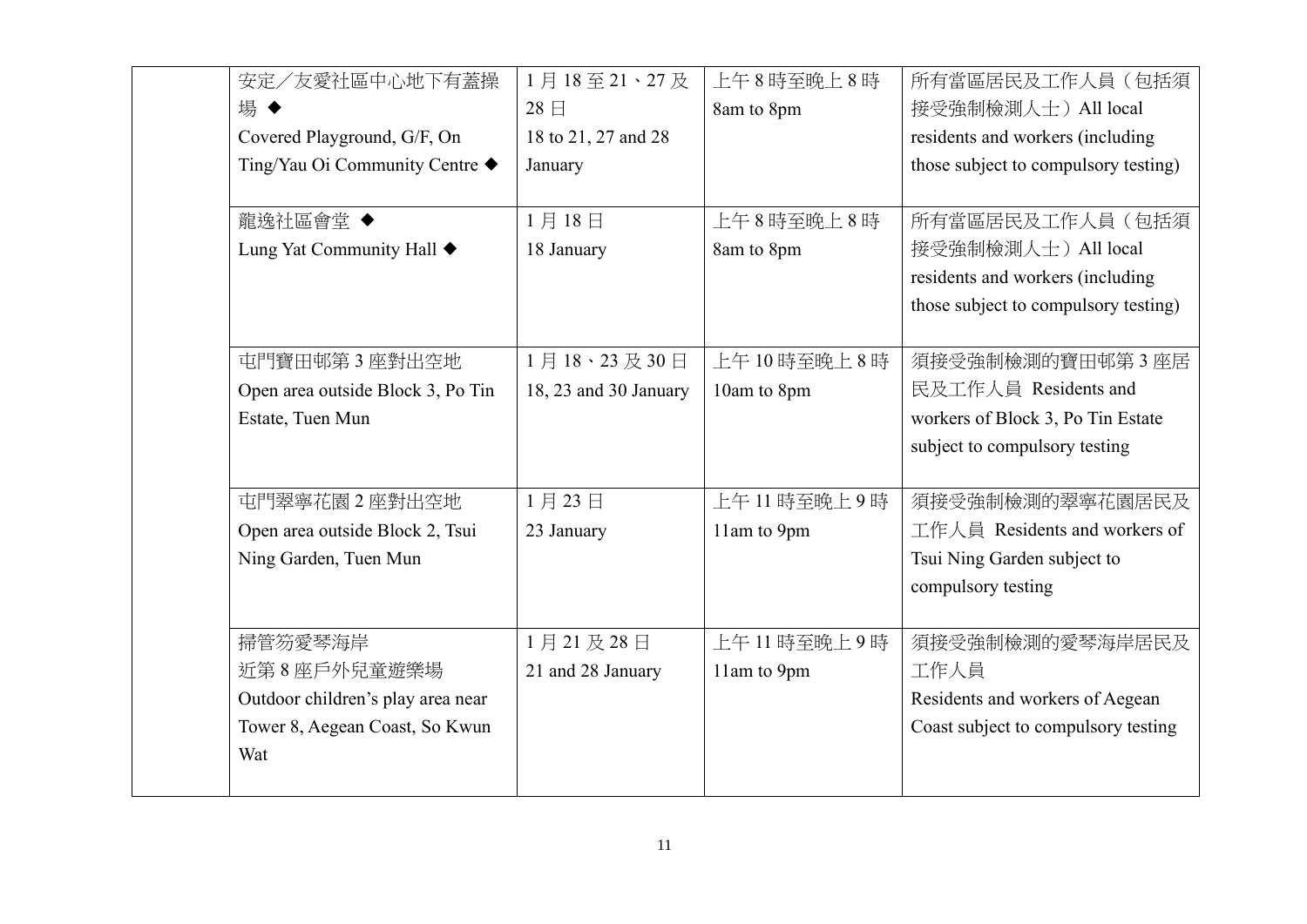| | | | | |
|---|---|---|---|---|
| | 安定／友愛社區中心地下有蓋操場 ◆<br>Covered Playground, G/F, On Ting/Yau Oi Community Centre ◆ | 1 月 18 至 21、27 及 28 日<br>18 to 21, 27 and 28 January | 上午 8 時至晚上 8 時<br>8am to 8pm | 所有當區居民及工作人員（包括須接受強制檢測人士）All local residents and workers (including those subject to compulsory testing) |
| | 龍逸社區會堂 ◆<br>Lung Yat Community Hall ◆ | 1 月 18 日<br>18 January | 上午 8 時至晚上 8 時<br>8am to 8pm | 所有當區居民及工作人員（包括須接受強制檢測人士）All local residents and workers (including those subject to compulsory testing) |
| | 屯門寶田邨第 3 座對出空地<br>Open area outside Block 3, Po Tin Estate, Tuen Mun | 1 月 18、23 及 30 日<br>18, 23 and 30 January | 上午 10 時至晚上 8 時<br>10am to 8pm | 須接受強制檢測的寶田邨第 3 座居民及工作人員 Residents and workers of Block 3, Po Tin Estate subject to compulsory testing |
| | 屯門翠寧花園 2 座對出空地<br>Open area outside Block 2, Tsui Ning Garden, Tuen Mun | 1 月 23 日<br>23 January | 上午 11 時至晚上 9 時<br>11am to 9pm | 須接受強制檢測的翠寧花園居民及工作人員 Residents and workers of Tsui Ning Garden subject to compulsory testing |
| | 掃管笏愛琴海岸<br>近第 8 座戶外兒童遊樂場<br>Outdoor children's play area near Tower 8, Aegean Coast, So Kwun Wat | 1 月 21 及 28 日<br>21 and 28 January | 上午 11 時至晚上 9 時<br>11am to 9pm | 須接受強制檢測的愛琴海岸居民及工作人員<br>Residents and workers of Aegean Coast subject to compulsory testing |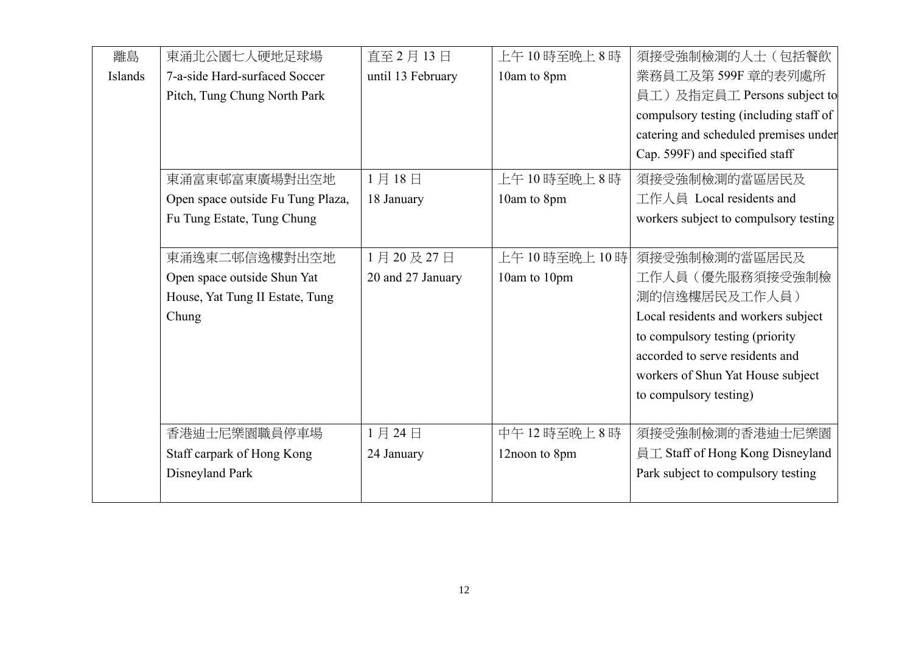| 離島 Islands | 東涌北公園七人硬地足球場 7-a-side Hard-surfaced Soccer Pitch, Tung Chung North Park | 直至 2 月 13 日 until 13 February | 上午 10 時至晚上 8 時 10am to 8pm | 須接受強制檢測的人士（包括餐飲業務員工及第 599F 章的表列處所員工）及指定員工 Persons subject to compulsory testing (including staff of catering and scheduled premises under Cap. 599F) and specified staff |
|---|---|---|---|---|
| | 東涌富東邨富東廣場對出空地 Open space outside Fu Tung Plaza, Fu Tung Estate, Tung Chung | 1 月 18 日 18 January | 上午 10 時至晚上 8 時 10am to 8pm | 須接受強制檢測的當區居民及工作人員 Local residents and workers subject to compulsory testing |
| | 東涌逸東二邨信逸樓對出空地 Open space outside Shun Yat House, Yat Tung II Estate, Tung Chung | 1 月 20 及 27 日 20 and 27 January | 上午 10 時至晚上 10 時 10am to 10pm | 須接受強制檢測的當區居民及工作人員（優先服務須接受強制檢測的信逸樓居民及工作人員） Local residents and workers subject to compulsory testing (priority accorded to serve residents and workers of Shun Yat House subject to compulsory testing) |
| | 香港迪士尼樂園職員停車場 Staff carpark of Hong Kong Disneyland Park | 1 月 24 日 24 January | 中午 12 時至晚上 8 時 12noon to 8pm | 須接受強制檢測的香港迪士尼樂園員工 Staff of Hong Kong Disneyland Park subject to compulsory testing |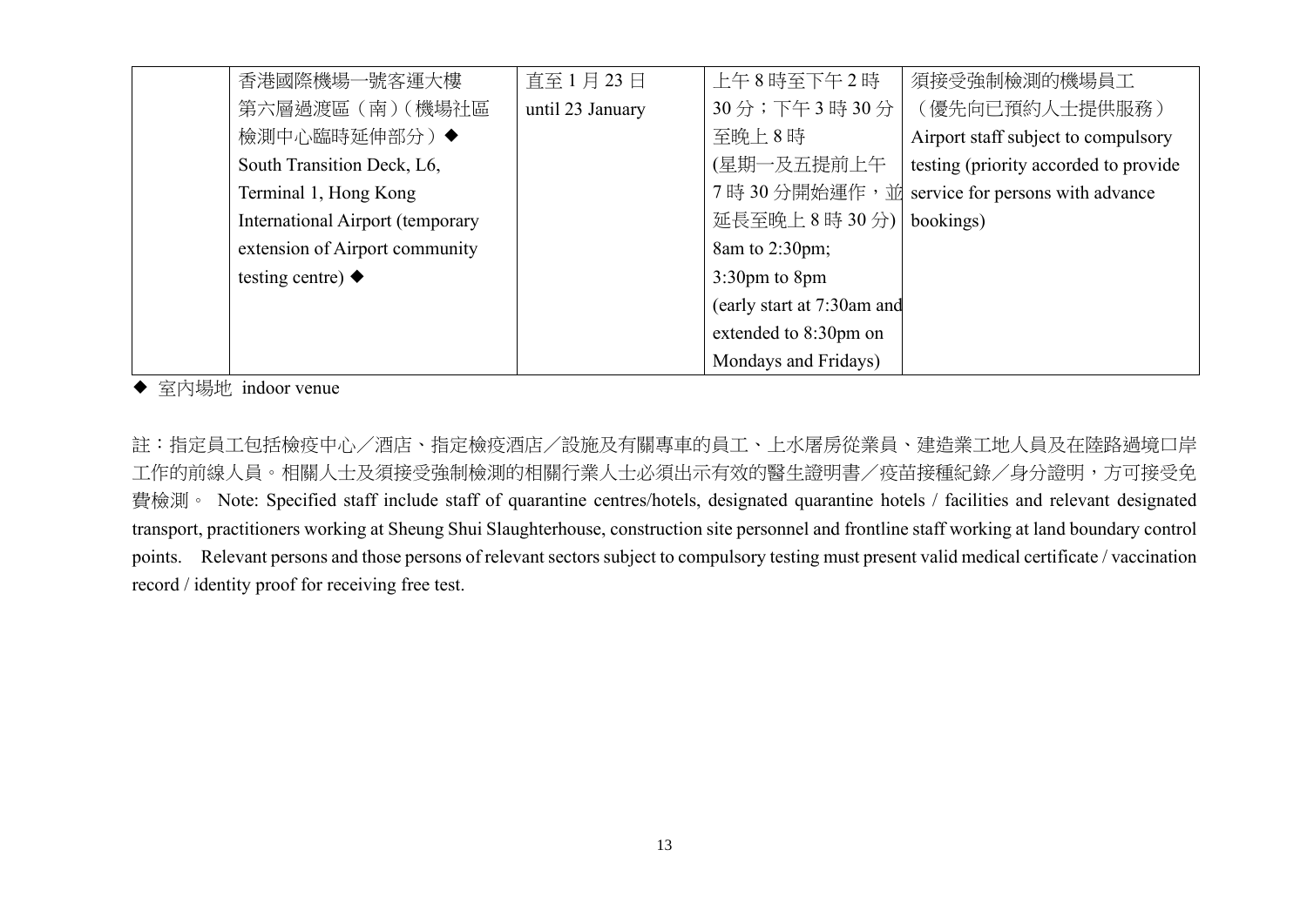| | | | | |
|---|---|---|---|---|
| | 香港國際機場一號客運大樓第六層過渡區（南）（機場社區檢測中心臨時延伸部分）◆ South Transition Deck, L6, Terminal 1, Hong Kong International Airport (temporary extension of Airport community testing centre) ◆ | 直至 1 月 23 日 until 23 January | 上午 8 時至下午 2 時 30 分；下午 3 時 30 分至晚上 8 時 (星期一及五提前上午 7 時 30 分開始運作，並延長至晚上 8 時 30 分) 8am to 2:30pm; 3:30pm to 8pm (early start at 7:30am and extended to 8:30pm on Mondays and Fridays) | 須接受強制檢測的機場員工（優先向已預約人士提供服務） Airport staff subject to compulsory testing (priority accorded to provide service for persons with advance bookings) |

◆ 室內場地 indoor venue

註：指定員工包括檢疫中心／酒店、指定檢疫酒店／設施及有關專車的員工、上水屠房從業員、建造業工地人員及在陸路過境口岸工作的前線人員。相關人士及須接受強制檢測的相關行業人士必須出示有效的醫生證明書／疫苗接種紀錄／身分證明，方可接受免費檢測。 Note: Specified staff include staff of quarantine centres/hotels, designated quarantine hotels / facilities and relevant designated transport, practitioners working at Sheung Shui Slaughterhouse, construction site personnel and frontline staff working at land boundary control points. Relevant persons and those persons of relevant sectors subject to compulsory testing must present valid medical certificate / vaccination record / identity proof for receiving free test.